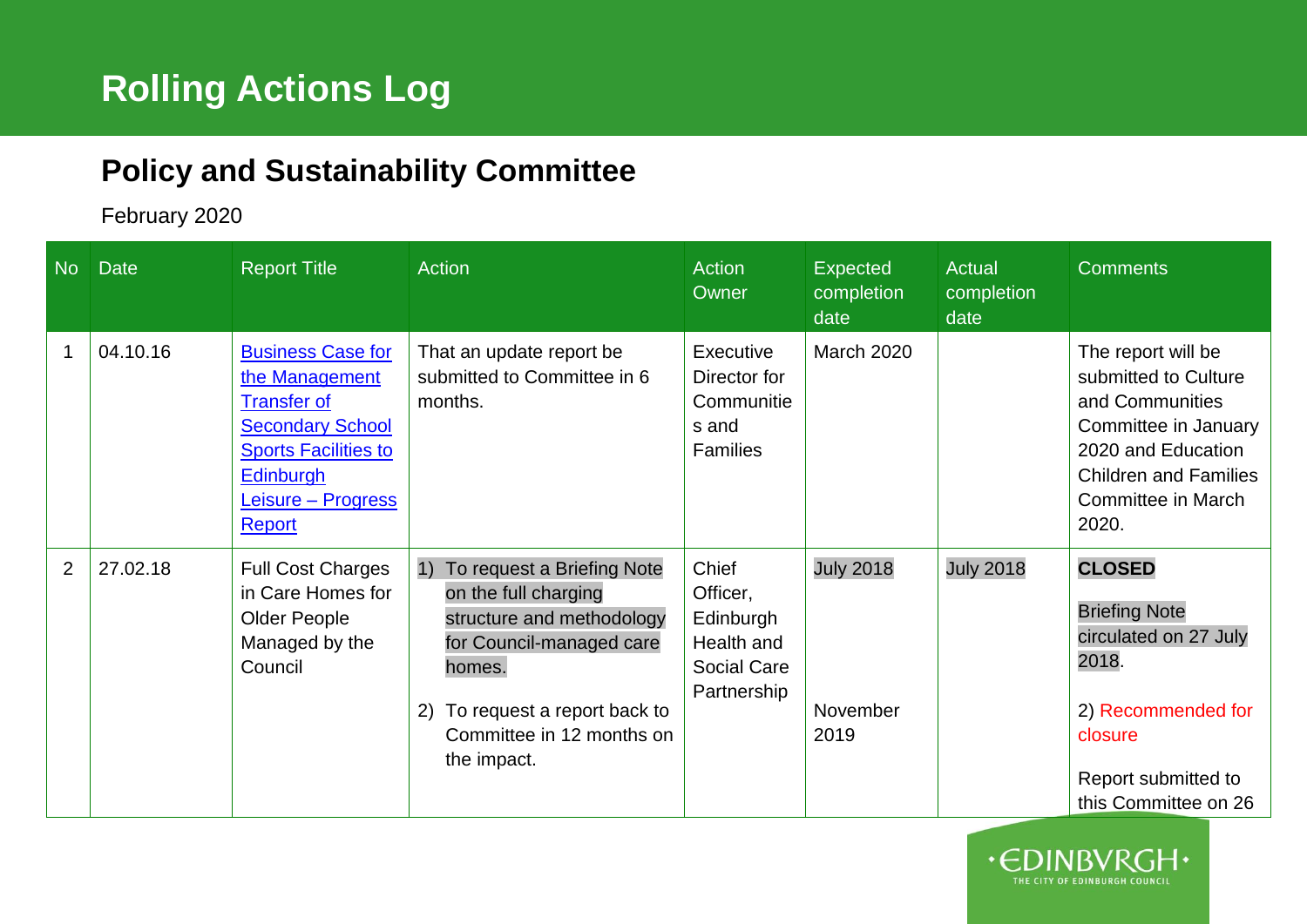# Rolling Actions Log

## Policy and Sustainability Committee

February 2020

| No | Date | Report Title | Action | Action Owner | Expected completion date | Actual completion date | Comments |
|---|---|---|---|---|---|---|---|
| 1 | 04.10.16 | [Business Case for the Management Transfer of Secondary School Sports Facilities to Edinburgh Leisure – Progress Report]() | That an update report be submitted to Committee in 6 months. | Executive Director for Communities and Families | March 2020 | | The report will be submitted to Culture and Communities Committee in January 2020 and Education Children and Families Committee in March 2020. |
| 2 | 27.02.18 | Full Cost Charges in Care Homes for Older People Managed by the Council | 1) To request a Briefing Note on the full charging structure and methodology for Council-managed care homes.<br><br>2) To request a report back to Committee in 12 months on the impact. | Chief Officer, Edinburgh Health and Social Care Partnership | July 2018<br><br>November 2019 | July 2018 | **CLOSED**<br><br>Briefing Note circulated on 27 July 2018.<br><br>2) Recommended for closure<br><br>Report submitted to this Committee on 26 |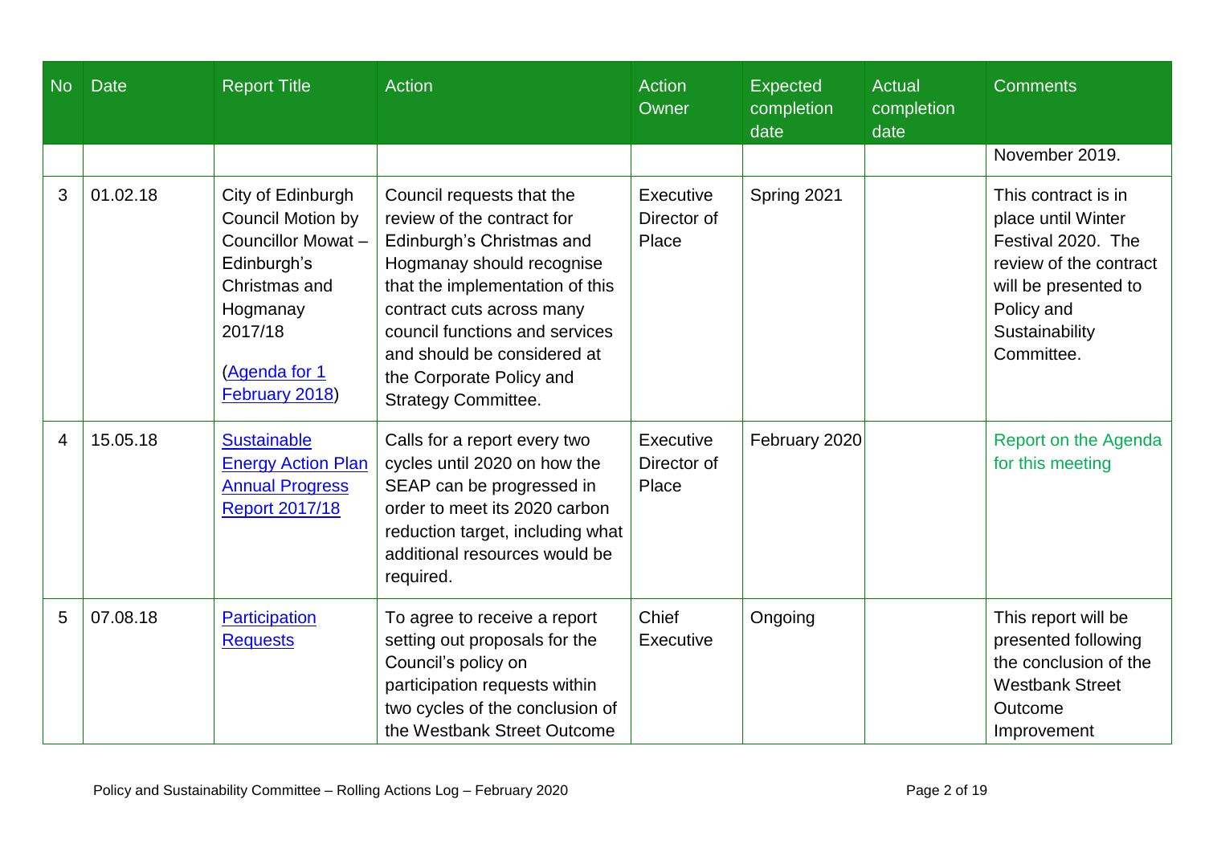| No | Date | Report Title | Action | Action Owner | Expected completion date | Actual completion date | Comments |
|---|---|---|---|---|---|---|---|
| | | | | | | | November 2019. |
| 3 | 01.02.18 | City of Edinburgh Council Motion by Councillor Mowat – Edinburgh's Christmas and Hogmanay 2017/18 (Agenda for 1 February 2018) | Council requests that the review of the contract for Edinburgh's Christmas and Hogmanay should recognise that the implementation of this contract cuts across many council functions and services and should be considered at the Corporate Policy and Strategy Committee. | Executive Director of Place | Spring 2021 | | This contract is in place until Winter Festival 2020. The review of the contract will be presented to Policy and Sustainability Committee. |
| 4 | 15.05.18 | Sustainable Energy Action Plan Annual Progress Report 2017/18 | Calls for a report every two cycles until 2020 on how the SEAP can be progressed in order to meet its 2020 carbon reduction target, including what additional resources would be required. | Executive Director of Place | February 2020 | | Report on the Agenda for this meeting |
| 5 | 07.08.18 | Participation Requests | To agree to receive a report setting out proposals for the Council's policy on participation requests within two cycles of the conclusion of the Westbank Street Outcome | Chief Executive | Ongoing | | This report will be presented following the conclusion of the Westbank Street Outcome Improvement |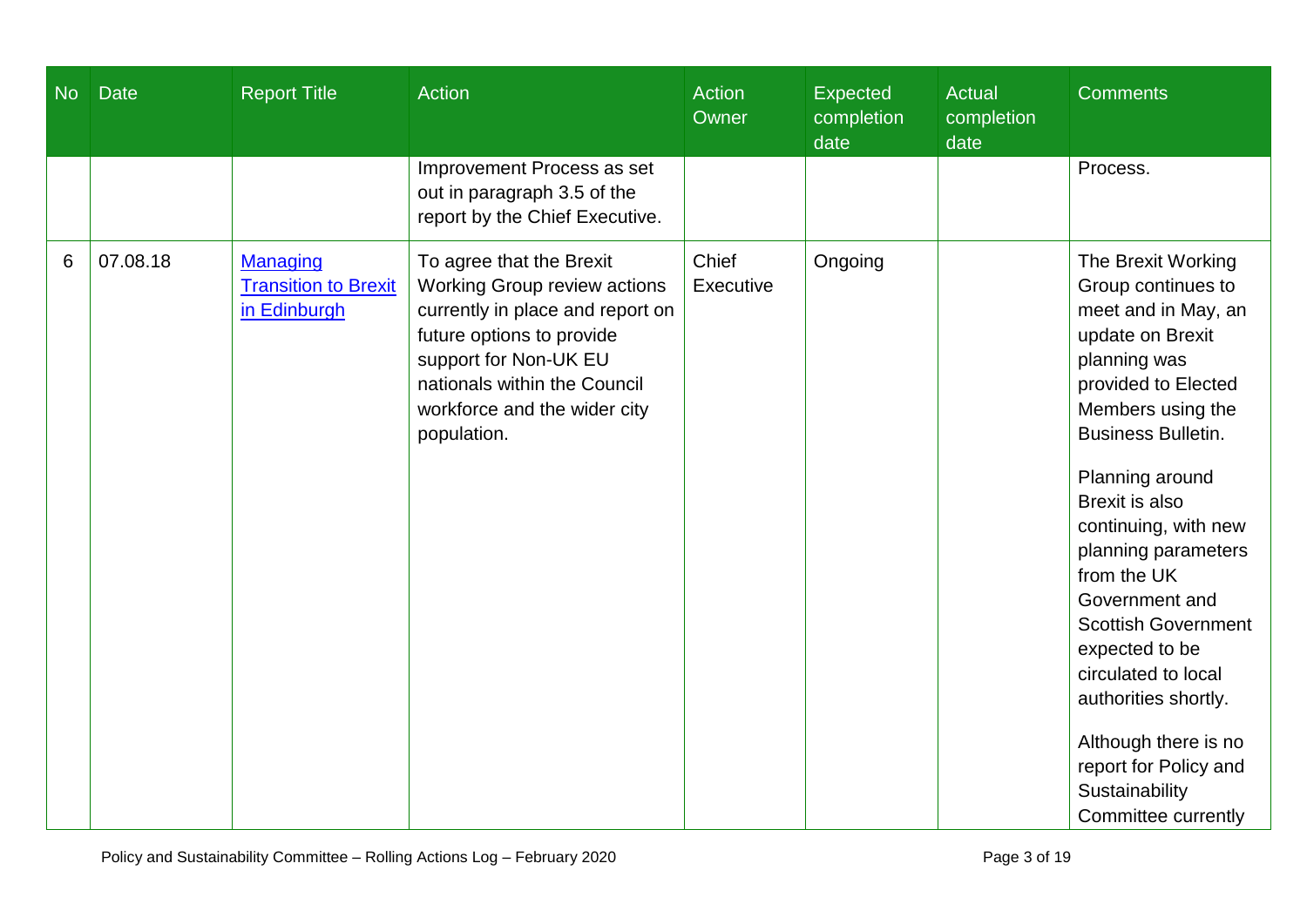| No | Date | Report Title | Action | Action Owner | Expected completion date | Actual completion date | Comments |
| --- | --- | --- | --- | --- | --- | --- | --- |
| | | | Improvement Process as set out in paragraph 3.5 of the report by the Chief Executive. | | | | Process. |
| 6 | 07.08.18 | Managing Transition to Brexit in Edinburgh | To agree that the Brexit Working Group review actions currently in place and report on future options to provide support for Non-UK EU nationals within the Council workforce and the wider city population. | Chief Executive | Ongoing | | The Brexit Working Group continues to meet and in May, an update on Brexit planning was provided to Elected Members using the Business Bulletin.<br><br>Planning around Brexit is also continuing, with new planning parameters from the UK Government and Scottish Government expected to be circulated to local authorities shortly.<br><br>Although there is no report for Policy and Sustainability Committee currently |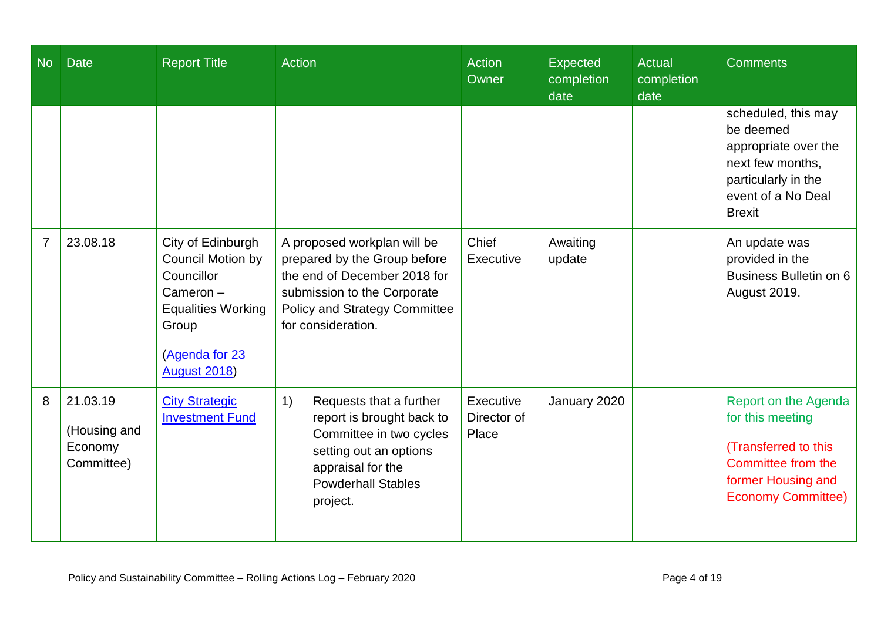| No | Date | Report Title | Action | Action Owner | Expected completion date | Actual completion date | Comments |
|---|---|---|---|---|---|---|---|
| | | | | | | | scheduled, this may be deemed appropriate over the next few months, particularly in the event of a No Deal Brexit |
| 7 | 23.08.18 | City of Edinburgh Council Motion by Councillor Cameron – Equalities Working Group<br><br>(Agenda for 23 August 2018) | A proposed workplan will be prepared by the Group before the end of December 2018 for submission to the Corporate Policy and Strategy Committee for consideration. | Chief Executive | Awaiting update | | An update was provided in the Business Bulletin on 6 August 2019. |
| 8 | 21.03.19<br><br>(Housing and Economy Committee) | City Strategic Investment Fund | 1) Requests that a further report is brought back to Committee in two cycles setting out an options appraisal for the Powderhall Stables project. | Executive Director of Place | January 2020 | | Report on the Agenda for this meeting<br><br>(Transferred to this Committee from the former Housing and Economy Committee) |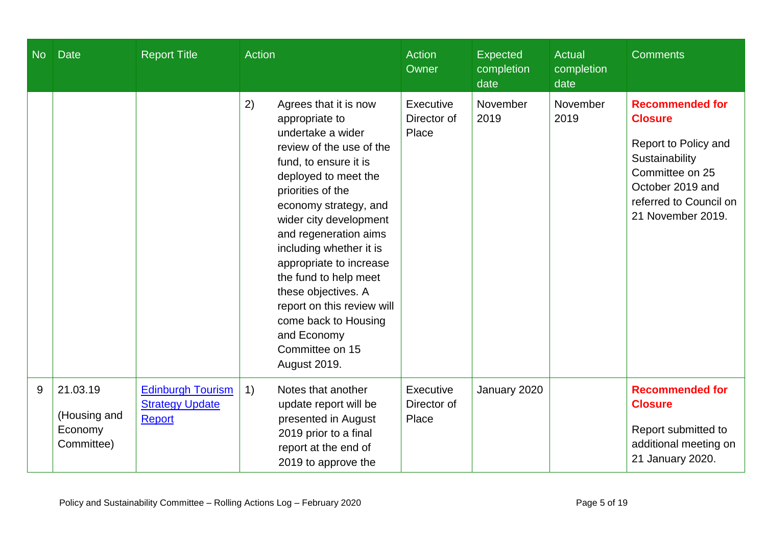| No | Date | Report Title | Action | Action Owner | Expected completion date | Actual completion date | Comments |
|---|---|---|---|---|---|---|---|
| | | | 2) Agrees that it is now appropriate to undertake a wider review of the use of the fund, to ensure it is deployed to meet the priorities of the economy strategy, and wider city development and regeneration aims including whether it is appropriate to increase the fund to help meet these objectives. A report on this review will come back to Housing and Economy Committee on 15 August 2019. | Executive Director of Place | November 2019 | November 2019 | **Recommended for Closure** Report to Policy and Sustainability Committee on 25 October 2019 and referred to Council on 21 November 2019. |
| 9 | 21.03.19 (Housing and Economy Committee) | [Edinburgh Tourism Strategy Update Report]() | 1) Notes that another update report will be presented in August 2019 prior to a final report at the end of 2019 to approve the | Executive Director of Place | January 2020 | | **Recommended for Closure** Report submitted to additional meeting on 21 January 2020. |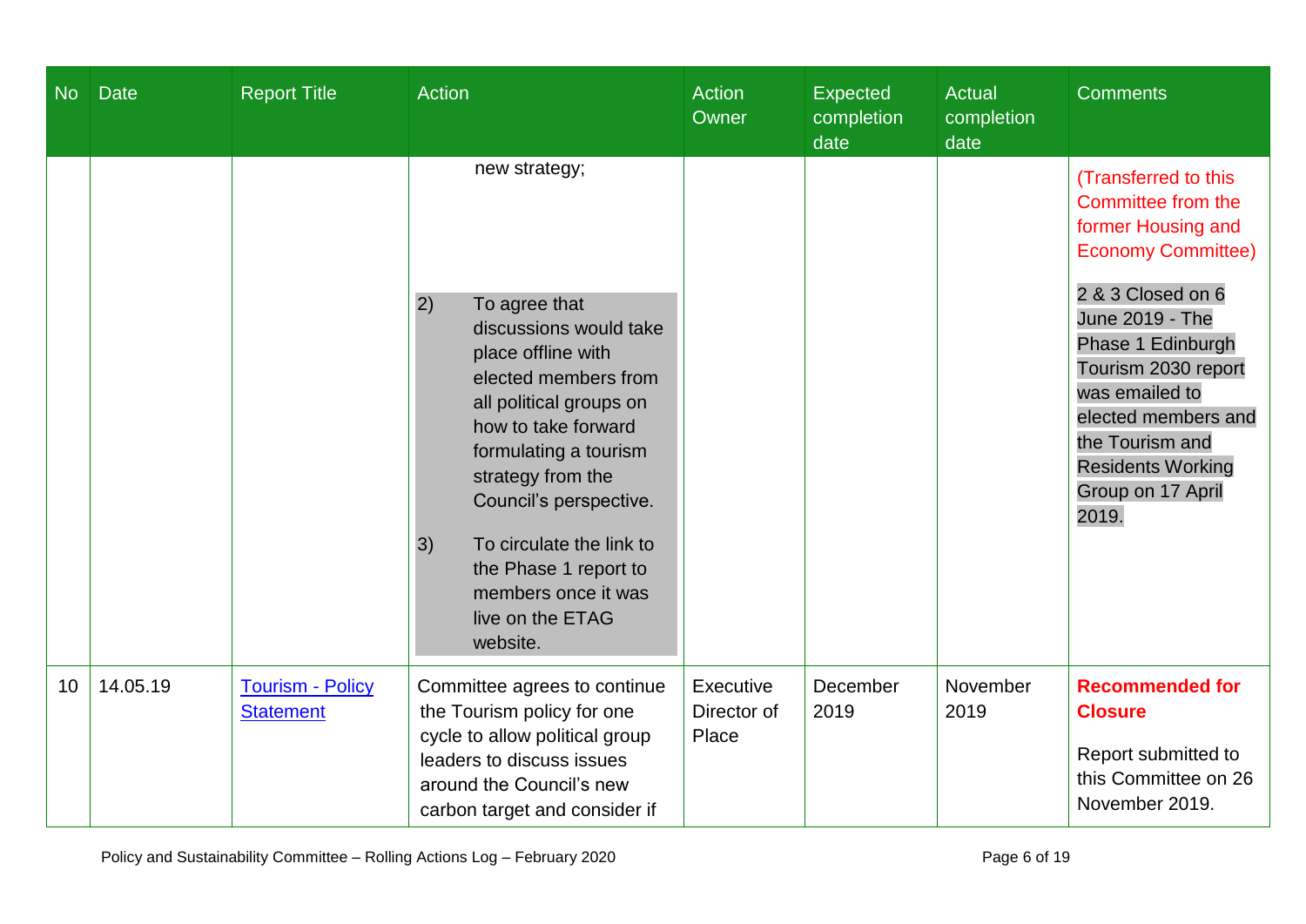| No | Date | Report Title | Action | Action Owner | Expected completion date | Actual completion date | Comments |
|---|---|---|---|---|---|---|---|
| | | | new strategy;<br><br>2) To agree that discussions would take place offline with elected members from all political groups on how to take forward formulating a tourism strategy from the Council's perspective.<br><br>3) To circulate the link to the Phase 1 report to members once it was live on the ETAG website. | | | | (Transferred to this Committee from the former Housing and Economy Committee)<br><br>2 & 3 Closed on 6 June 2019 - The Phase 1 Edinburgh Tourism 2030 report was emailed to elected members and the Tourism and Residents Working Group on 17 April 2019. |
| 10 | 14.05.19 | Tourism - Policy Statement | Committee agrees to continue the Tourism policy for one cycle to allow political group leaders to discuss issues around the Council's new carbon target and consider if | Executive Director of Place | December 2019 | November 2019 | **Recommended for Closure**<br><br>Report submitted to this Committee on 26 November 2019. |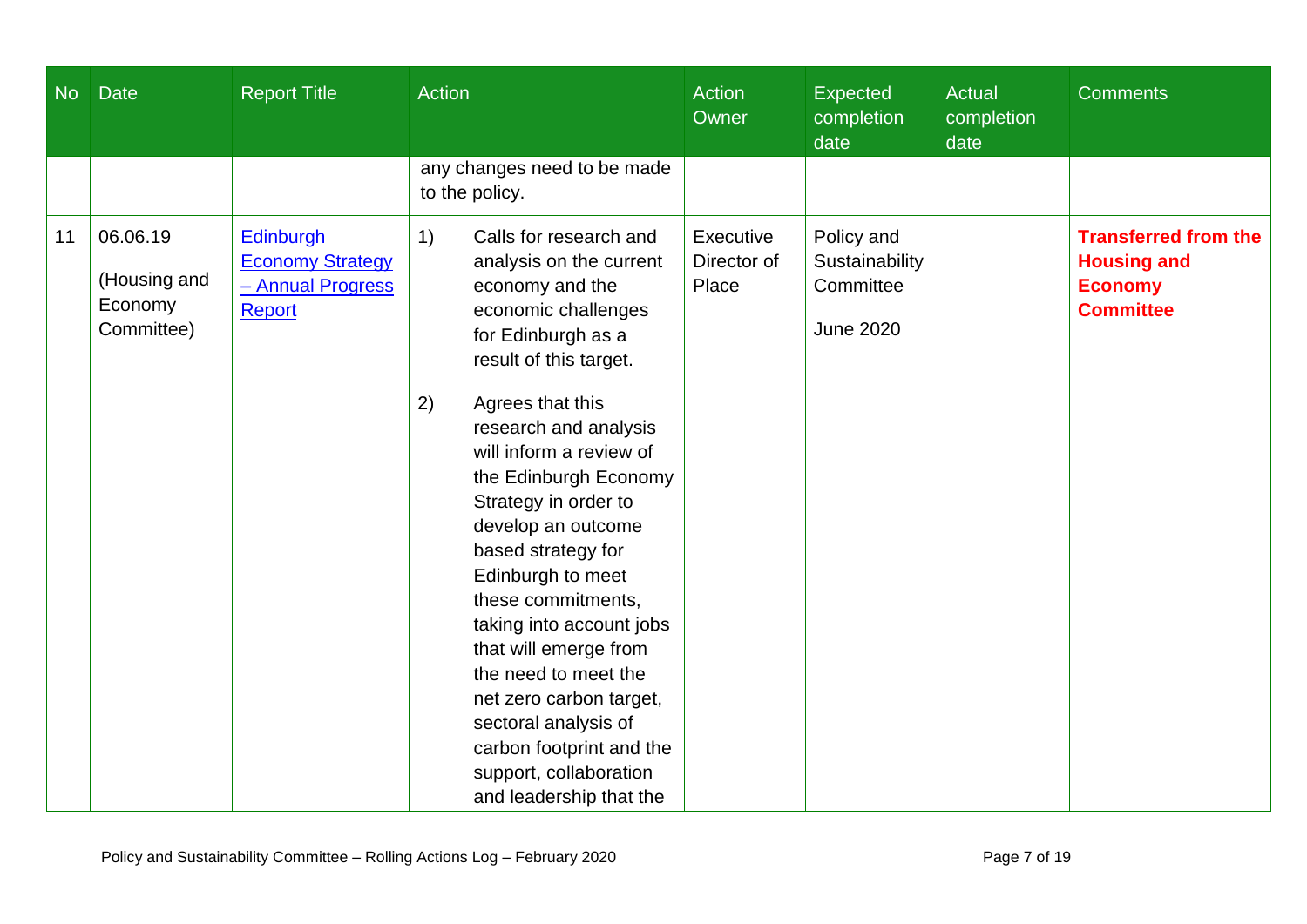| No | Date | Report Title | Action | Action Owner | Expected completion date | Actual completion date | Comments |
|---|---|---|---|---|---|---|---|
| | | | any changes need to be made to the policy. | | | | |
| 11 | 06.06.19 (Housing and Economy Committee) | Edinburgh Economy Strategy – Annual Progress Report | 1) Calls for research and analysis on the current economy and the economic challenges for Edinburgh as a result of this target.<br><br>2) Agrees that this research and analysis will inform a review of the Edinburgh Economy Strategy in order to develop an outcome based strategy for Edinburgh to meet these commitments, taking into account jobs that will emerge from the need to meet the net zero carbon target, sectoral analysis of carbon footprint and the support, collaboration and leadership that the | Executive Director of Place | Policy and Sustainability Committee<br><br>June 2020 | | **Transferred from the Housing and Economy Committee** |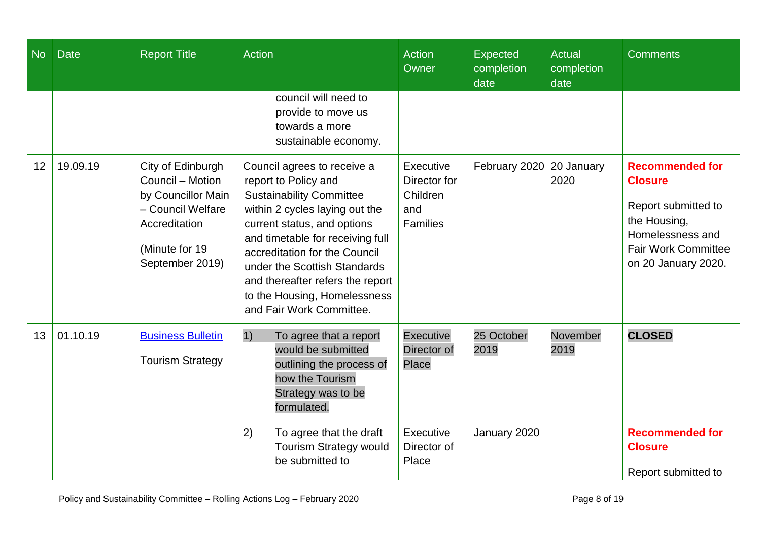| No | Date | Report Title | Action | Action Owner | Expected completion date | Actual completion date | Comments |
|---|---|---|---|---|---|---|---|
| | | | council will need to provide to move us towards a more sustainable economy. | | | | |
| 12 | 19.09.19 | City of Edinburgh Council – Motion by Councillor Main – Council Welfare Accreditation<br><br>(Minute for 19 September 2019) | Council agrees to receive a report to Policy and Sustainability Committee within 2 cycles laying out the current status, and options and timetable for receiving full accreditation for the Council under the Scottish Standards and thereafter refers the report to the Housing, Homelessness and Fair Work Committee. | Executive Director for Children and Families | February 2020 | 20 January 2020 | **Recommended for Closure**<br><br>Report submitted to the Housing, Homelessness and Fair Work Committee on 20 January 2020. |
| 13 | 01.10.19 | [Business Bulletin](#)<br><br>Tourism Strategy | 1) To agree that a report would be submitted outlining the process of how the Tourism Strategy was to be formulated. | Executive Director of Place | 25 October 2019 | November 2019 | **CLOSED** |
| | | | 2) To agree that the draft Tourism Strategy would be submitted to | Executive Director of Place | January 2020 | | **Recommended for Closure**<br><br>Report submitted to |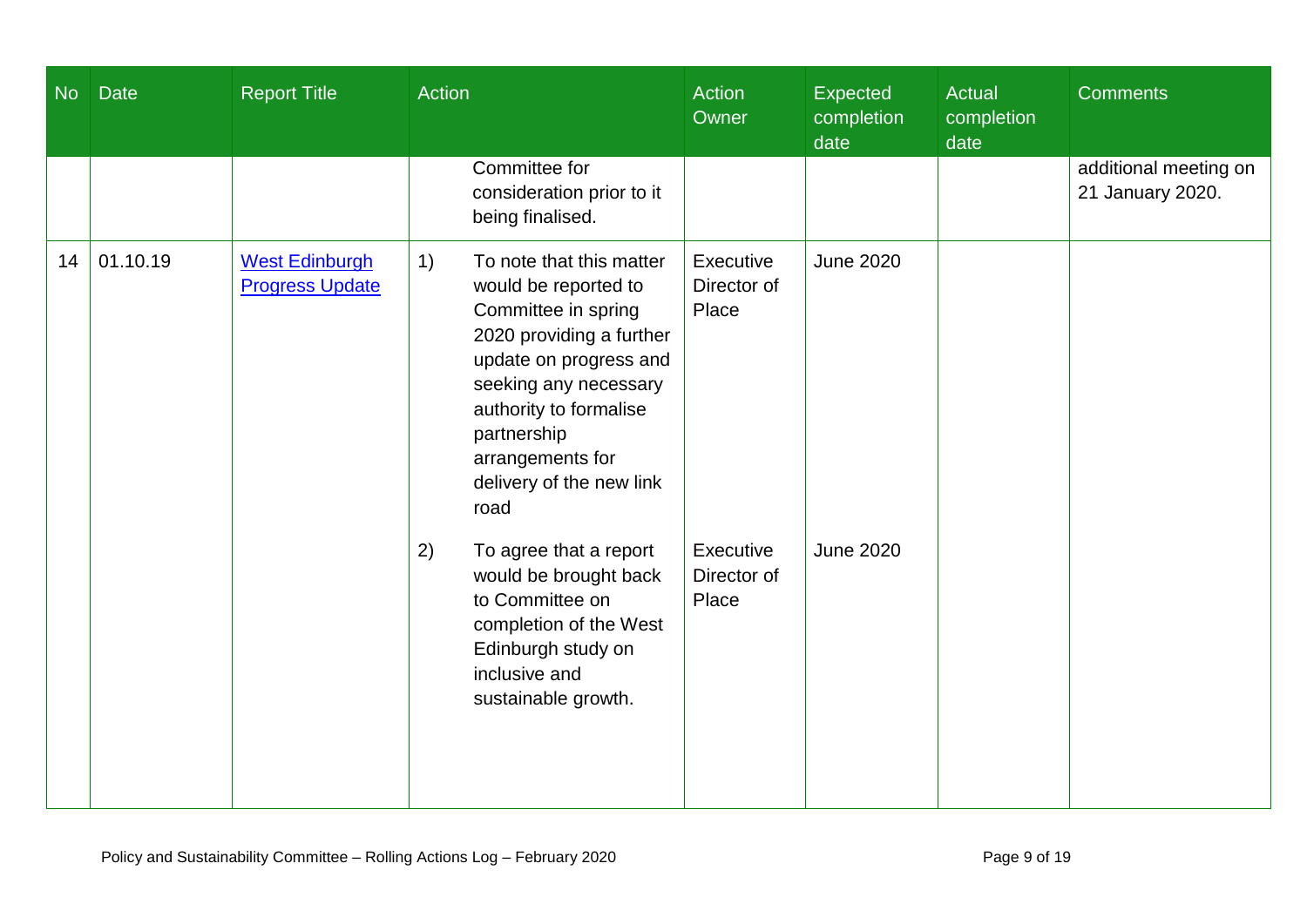| No | Date | Report Title | Action | Action Owner | Expected completion date | Actual completion date | Comments |
|---|---|---|---|---|---|---|---|
| | | | Committee for consideration prior to it being finalised. | | | | additional meeting on 21 January 2020. |
| 14 | 01.10.19 | [West Edinburgh Progress Update]() | 1) To note that this matter would be reported to Committee in spring 2020 providing a further update on progress and seeking any necessary authority to formalise partnership arrangements for delivery of the new link road | Executive Director of Place | June 2020 | | |
| | | | 2) To agree that a report would be brought back to Committee on completion of the West Edinburgh study on inclusive and sustainable growth. | Executive Director of Place | June 2020 | | |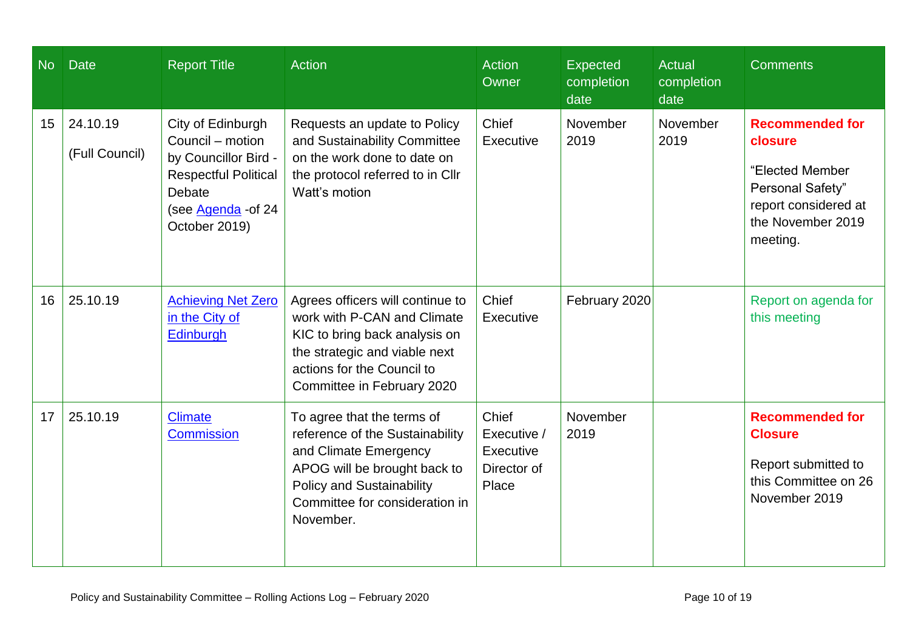| No | Date | Report Title | Action | Action Owner | Expected completion date | Actual completion date | Comments |
|---|---|---|---|---|---|---|---|
| 15 | 24.10.19<br>(Full Council) | City of Edinburgh Council – motion by Councillor Bird - Respectful Political Debate (see Agenda -of 24 October 2019) | Requests an update to Policy and Sustainability Committee on the work done to date on the protocol referred to in Cllr Watt's motion | Chief Executive | November 2019 | November 2019 | **Recommended for closure**<br>"Elected Member Personal Safety" report considered at the November 2019 meeting. |
| 16 | 25.10.19 | Achieving Net Zero in the City of Edinburgh | Agrees officers will continue to work with P-CAN and Climate KIC to bring back analysis on the strategic and viable next actions for the Council to Committee in February 2020 | Chief Executive | February 2020 | | Report on agenda for this meeting |
| 17 | 25.10.19 | Climate Commission | To agree that the terms of reference of the Sustainability and Climate Emergency APOG will be brought back to Policy and Sustainability Committee for consideration in November. | Chief Executive / Executive Director of Place | November 2019 | | **Recommended for Closure**<br>Report submitted to this Committee on 26 November 2019 |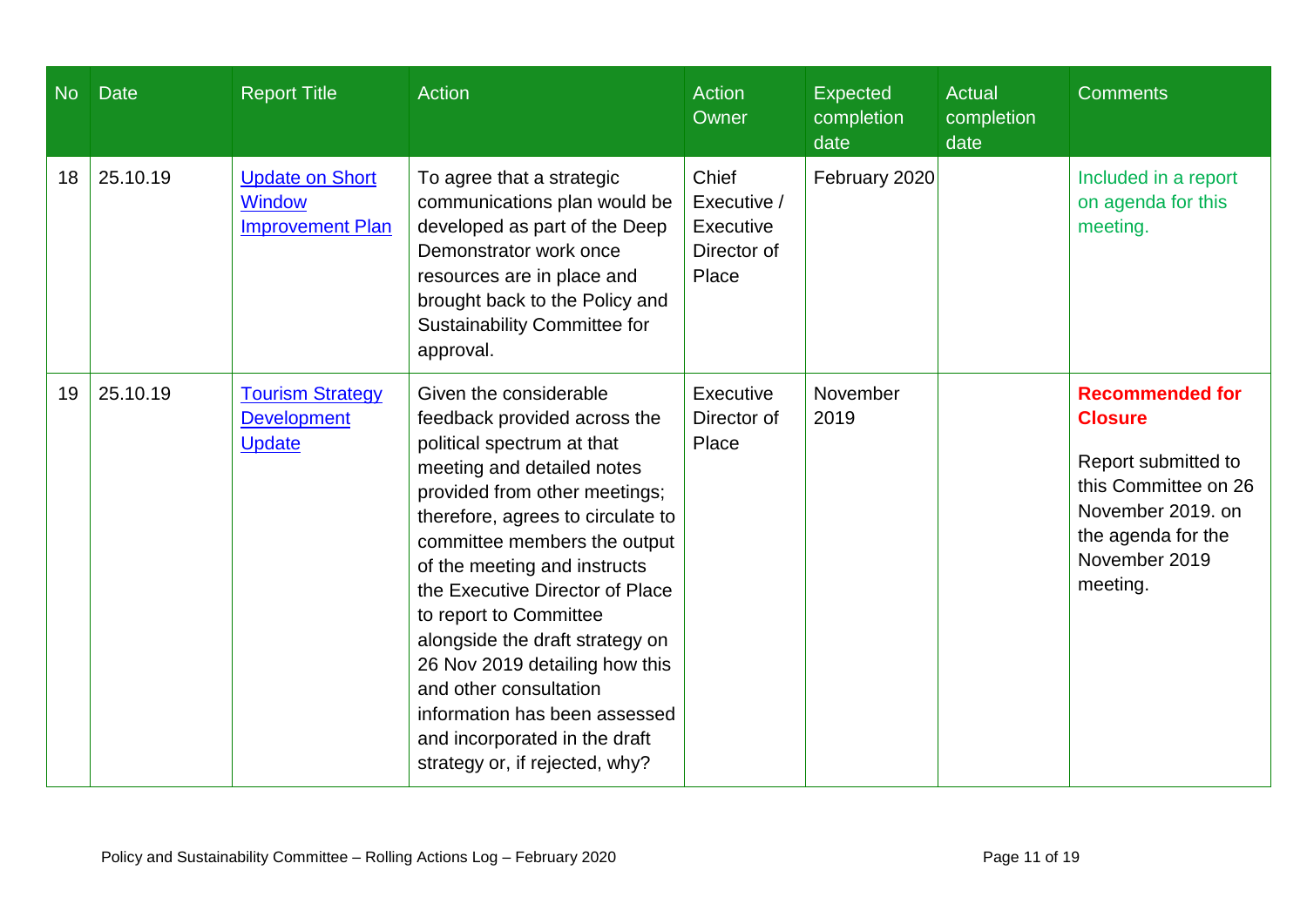| No | Date | Report Title | Action | Action Owner | Expected completion date | Actual completion date | Comments |
|---|---|---|---|---|---|---|---|
| 18 | 25.10.19 | Update on Short Window Improvement Plan | To agree that a strategic communications plan would be developed as part of the Deep Demonstrator work once resources are in place and brought back to the Policy and Sustainability Committee for approval. | Chief Executive / Executive Director of Place | February 2020 | | Included in a report on agenda for this meeting. |
| 19 | 25.10.19 | Tourism Strategy Development Update | Given the considerable feedback provided across the political spectrum at that meeting and detailed notes provided from other meetings; therefore, agrees to circulate to committee members the output of the meeting and instructs the Executive Director of Place to report to Committee alongside the draft strategy on 26 Nov 2019 detailing how this and other consultation information has been assessed and incorporated in the draft strategy or, if rejected, why? | Executive Director of Place | November 2019 | | **Recommended for Closure**<br><br>Report submitted to this Committee on 26 November 2019. on the agenda for the November 2019 meeting. |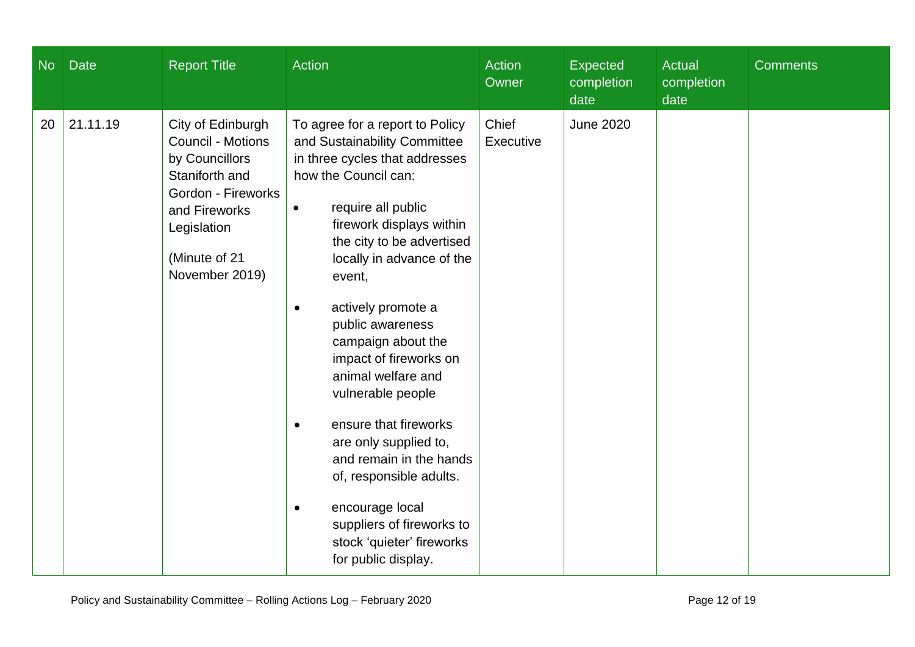| No | Date | Report Title | Action | Action Owner | Expected completion date | Actual completion date | Comments |
|---|---|---|---|---|---|---|---|
| 20 | 21.11.19 | City of Edinburgh Council - Motions by Councillors Staniforth and Gordon - Fireworks and Fireworks Legislation<br><br>(Minute of 21 November 2019) | To agree for a report to Policy and Sustainability Committee in three cycles that addresses how the Council can:<br><br>• require all public firework displays within the city to be advertised locally in advance of the event,<br><br>• actively promote a public awareness campaign about the impact of fireworks on animal welfare and vulnerable people<br><br>• ensure that fireworks are only supplied to, and remain in the hands of, responsible adults.<br><br>• encourage local suppliers of fireworks to stock 'quieter' fireworks for public display. | Chief Executive | June 2020 | | |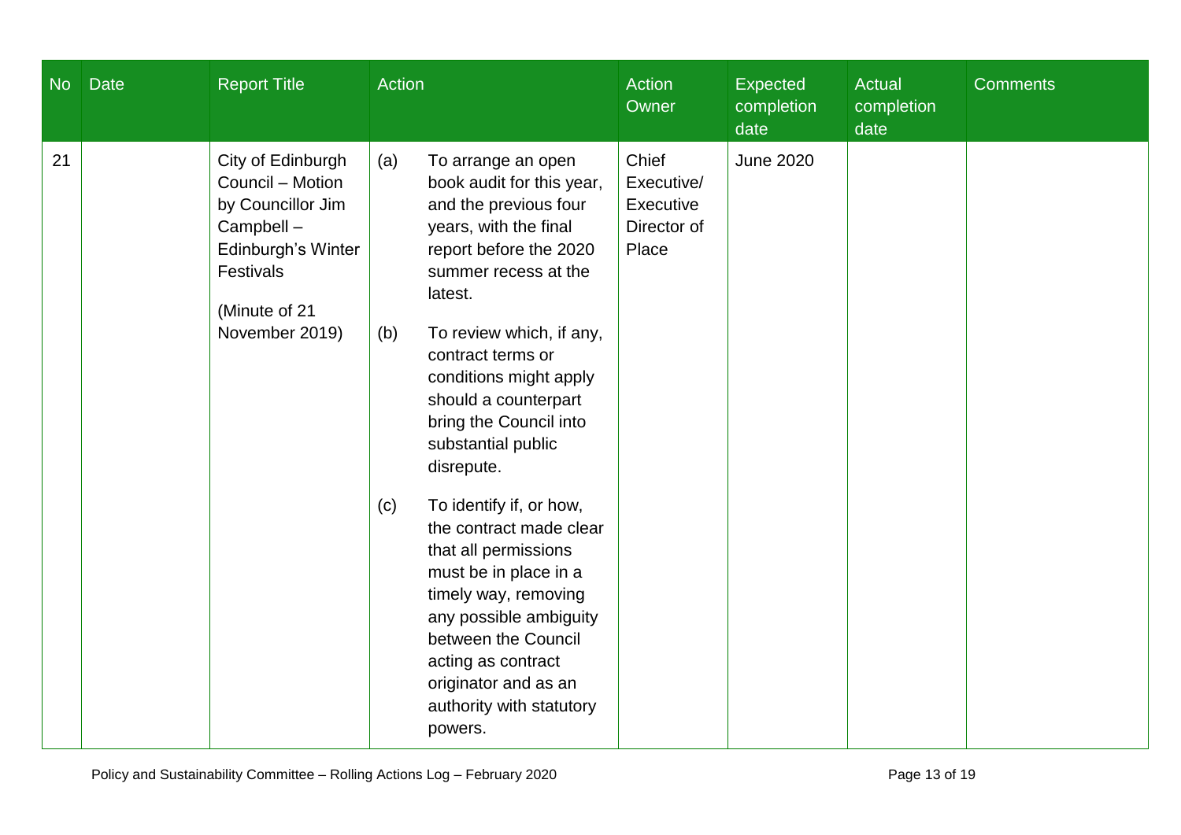| No | Date | Report Title | Action | Action Owner | Expected completion date | Actual completion date | Comments |
|---|---|---|---|---|---|---|---|
| 21 | | City of Edinburgh Council – Motion by Councillor Jim Campbell – Edinburgh's Winter Festivals<br><br>(Minute of 21 November 2019) | (a) To arrange an open book audit for this year, and the previous four years, with the final report before the 2020 summer recess at the latest.<br><br>(b) To review which, if any, contract terms or conditions might apply should a counterpart bring the Council into substantial public disrepute.<br><br>(c) To identify if, or how, the contract made clear that all permissions must be in place in a timely way, removing any possible ambiguity between the Council acting as contract originator and as an authority with statutory powers. | Chief Executive/ Executive Director of Place | June 2020 | | |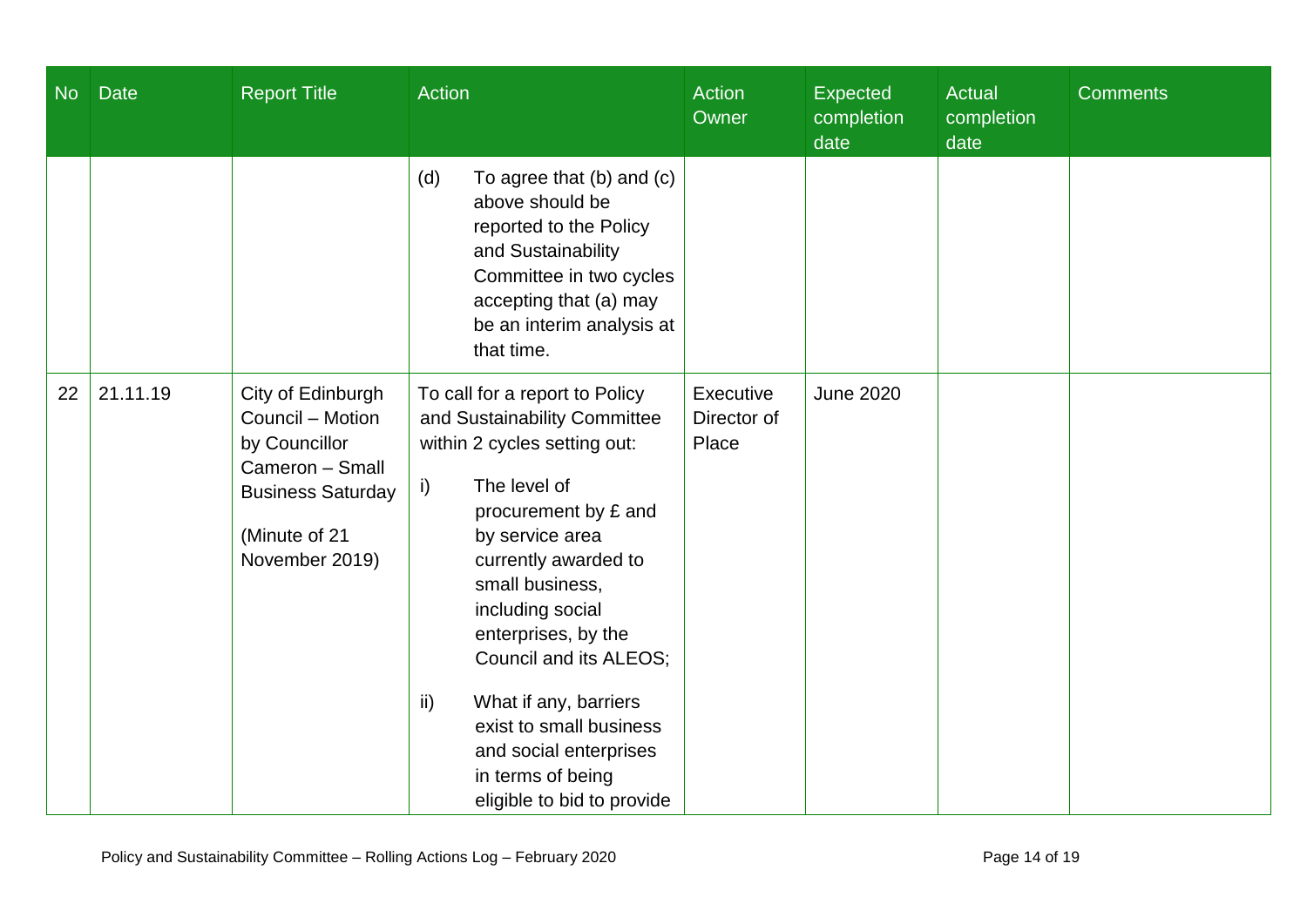| No | Date | Report Title | Action | Action Owner | Expected completion date | Actual completion date | Comments |
|---|---|---|---|---|---|---|---|
| | | | (d) To agree that (b) and (c) above should be reported to the Policy and Sustainability Committee in two cycles accepting that (a) may be an interim analysis at that time. | | | | |
| 22 | 21.11.19 | City of Edinburgh Council – Motion by Councillor Cameron – Small Business Saturday<br><br>(Minute of 21 November 2019) | To call for a report to Policy and Sustainability Committee within 2 cycles setting out:<br><br>i) The level of procurement by £ and by service area currently awarded to small business, including social enterprises, by the Council and its ALEOS;<br><br>ii) What if any, barriers exist to small business and social enterprises in terms of being eligible to bid to provide | Executive Director of Place | June 2020 | | |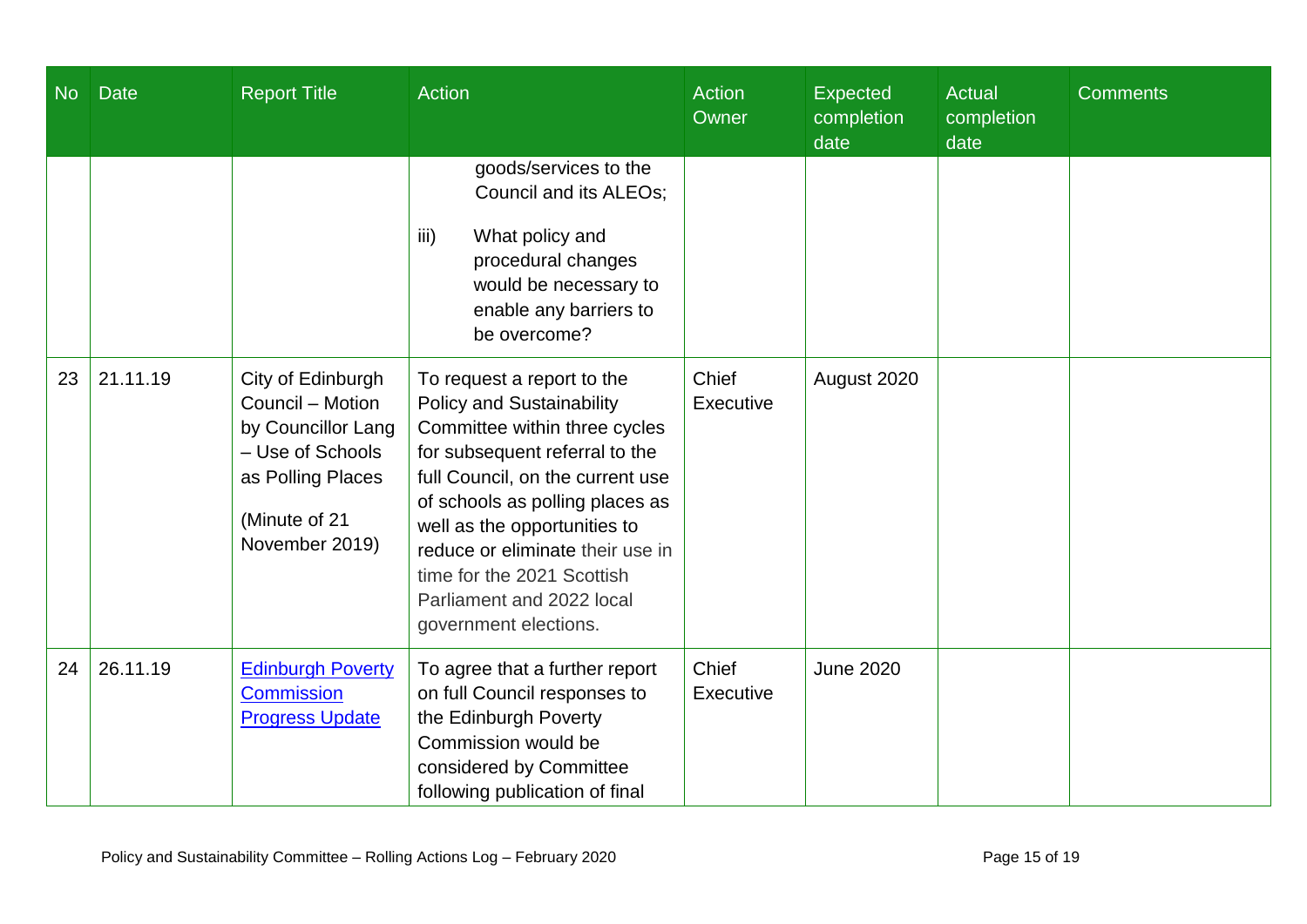| No | Date | Report Title | Action | Action Owner | Expected completion date | Actual completion date | Comments |
|---|---|---|---|---|---|---|---|
| | | | goods/services to the Council and its ALEOs;<br><br>iii) What policy and procedural changes would be necessary to enable any barriers to be overcome? | | | | |
| 23 | 21.11.19 | City of Edinburgh Council – Motion by Councillor Lang – Use of Schools as Polling Places<br><br>(Minute of 21 November 2019) | To request a report to the Policy and Sustainability Committee within three cycles for subsequent referral to the full Council, on the current use of schools as polling places as well as the opportunities to reduce or eliminate their use in time for the 2021 Scottish Parliament and 2022 local government elections. | Chief Executive | August 2020 | | |
| 24 | 26.11.19 | [Edinburgh Poverty Commission Progress Update]() | To agree that a further report on full Council responses to the Edinburgh Poverty Commission would be considered by Committee following publication of final | Chief Executive | June 2020 | | |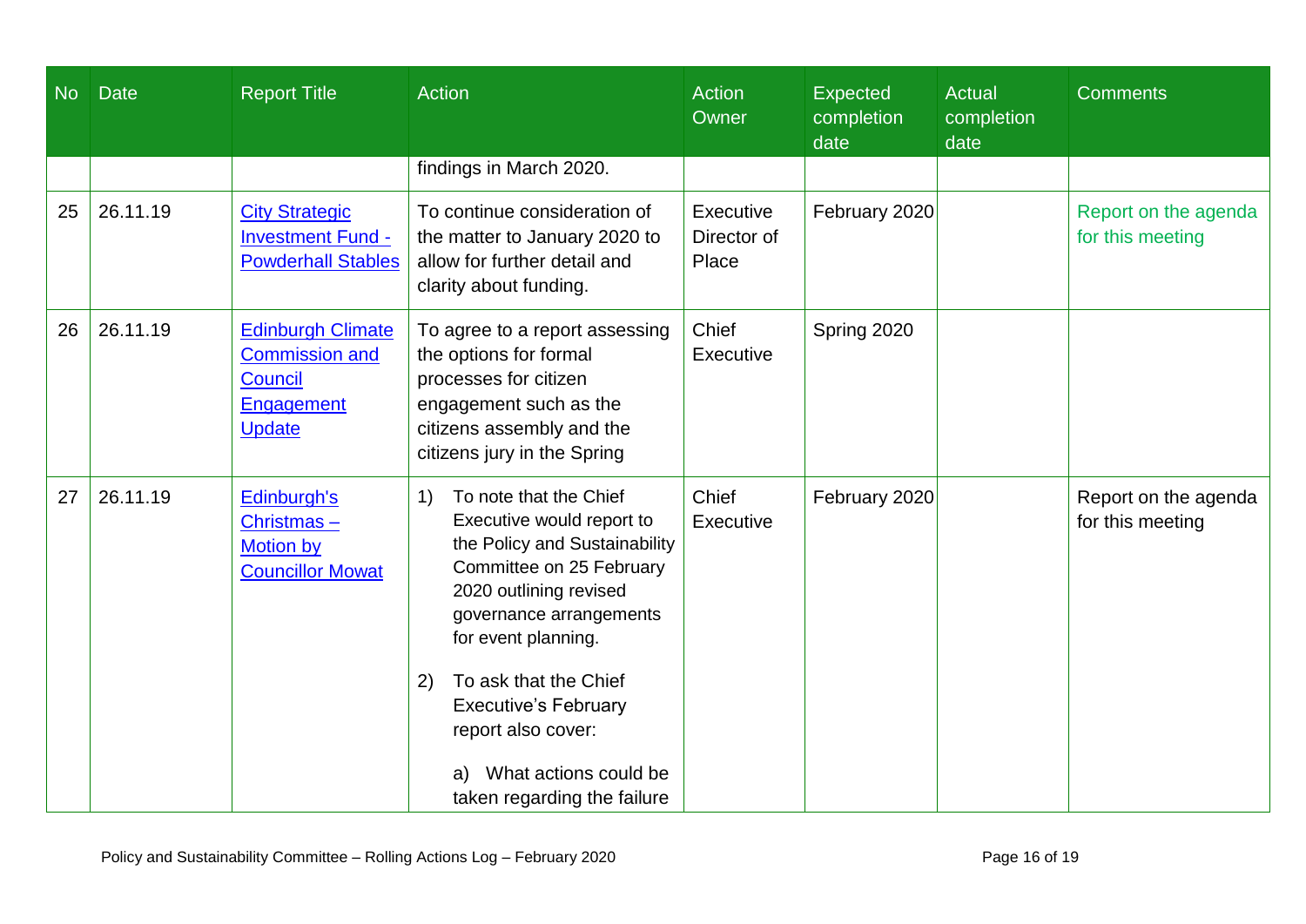| No | Date | Report Title | Action | Action Owner | Expected completion date | Actual completion date | Comments |
|---|---|---|---|---|---|---|---|
| | | | findings in March 2020. | | | | |
| 25 | 26.11.19 | [City Strategic Investment Fund - Powderhall Stables]() | To continue consideration of the matter to January 2020 to allow for further detail and clarity about funding. | Executive Director of Place | February 2020 | | Report on the agenda for this meeting |
| 26 | 26.11.19 | [Edinburgh Climate Commission and Council Engagement Update]() | To agree to a report assessing the options for formal processes for citizen engagement such as the citizens assembly and the citizens jury in the Spring | Chief Executive | Spring 2020 | | |
| 27 | 26.11.19 | [Edinburgh's Christmas – Motion by Councillor Mowat]() | 1) To note that the Chief Executive would report to the Policy and Sustainability Committee on 25 February 2020 outlining revised governance arrangements for event planning.<br><br>2) To ask that the Chief Executive's February report also cover:<br><br>a) What actions could be taken regarding the failure | Chief Executive | February 2020 | | Report on the agenda for this meeting |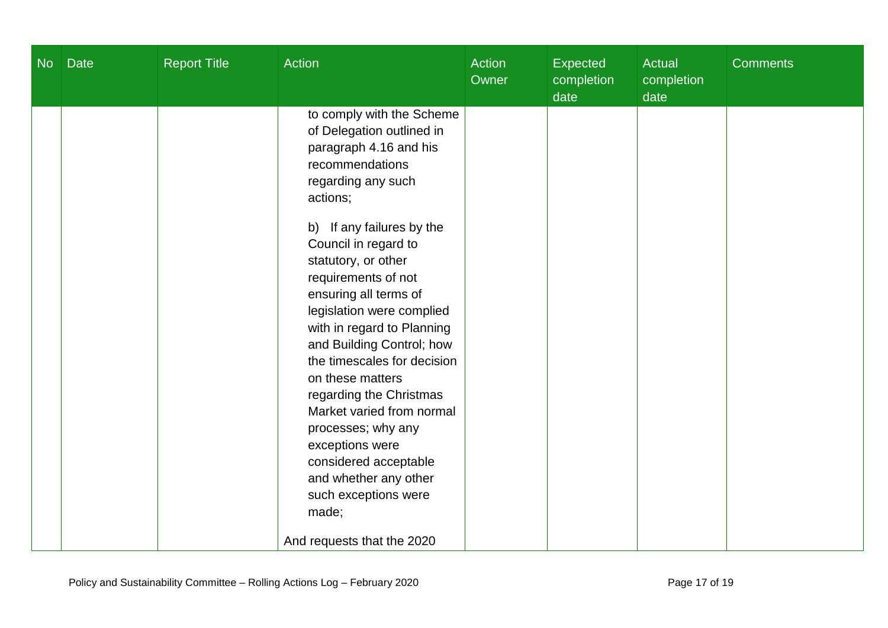| No | Date | Report Title | Action | Action Owner | Expected completion date | Actual completion date | Comments |
|---|---|---|---|---|---|---|---|
| | | | to comply with the Scheme of Delegation outlined in paragraph 4.16 and his recommendations regarding any such actions;<br><br>b) If any failures by the Council in regard to statutory, or other requirements of not ensuring all terms of legislation were complied with in regard to Planning and Building Control; how the timescales for decision on these matters regarding the Christmas Market varied from normal processes; why any exceptions were considered acceptable and whether any other such exceptions were made;<br><br>And requests that the 2020 | | | | |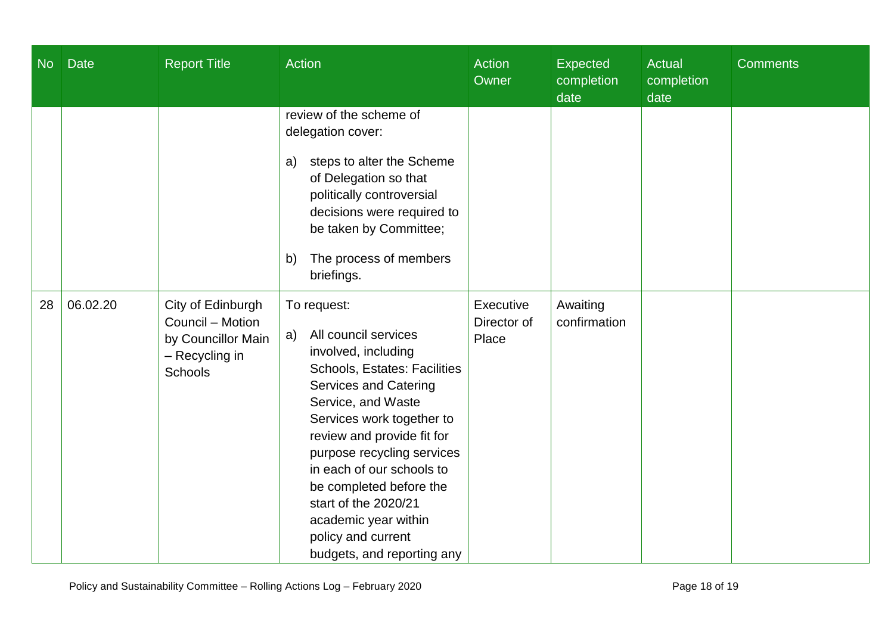| No | Date | Report Title | Action | Action Owner | Expected completion date | Actual completion date | Comments |
|---|---|---|---|---|---|---|---|
| | | | review of the scheme of delegation cover:<br><br>a) steps to alter the Scheme of Delegation so that politically controversial decisions were required to be taken by Committee;<br><br>b) The process of members briefings. | | | | |
| 28 | 06.02.20 | City of Edinburgh Council – Motion by Councillor Main – Recycling in Schools | To request:<br><br>a) All council services involved, including Schools, Estates: Facilities Services and Catering Service, and Waste Services work together to review and provide fit for purpose recycling services in each of our schools to be completed before the start of the 2020/21 academic year within policy and current budgets, and reporting any | Executive Director of Place | Awaiting confirmation | | |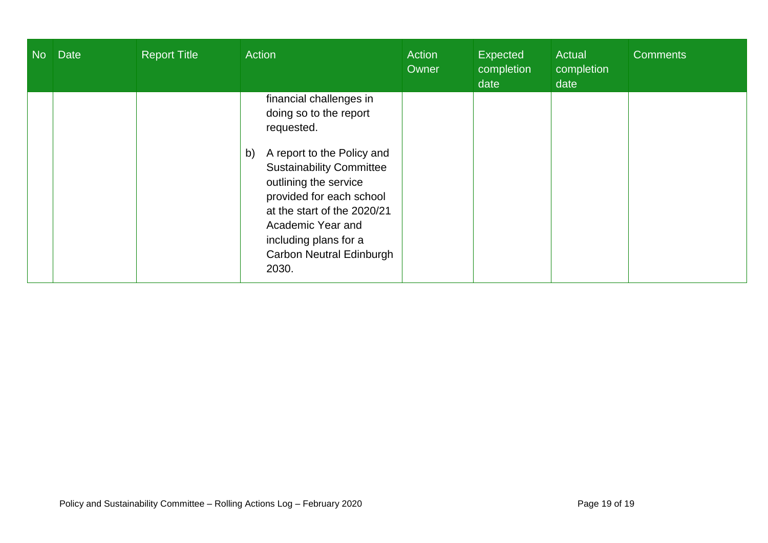| No | Date | Report Title | Action | Action Owner | Expected completion date | Actual completion date | Comments |
|---|---|---|---|---|---|---|---|
| | | | financial challenges in doing so to the report requested.<br><br>b) A report to the Policy and Sustainability Committee outlining the service provided for each school at the start of the 2020/21 Academic Year and including plans for a Carbon Neutral Edinburgh 2030. | | | | |